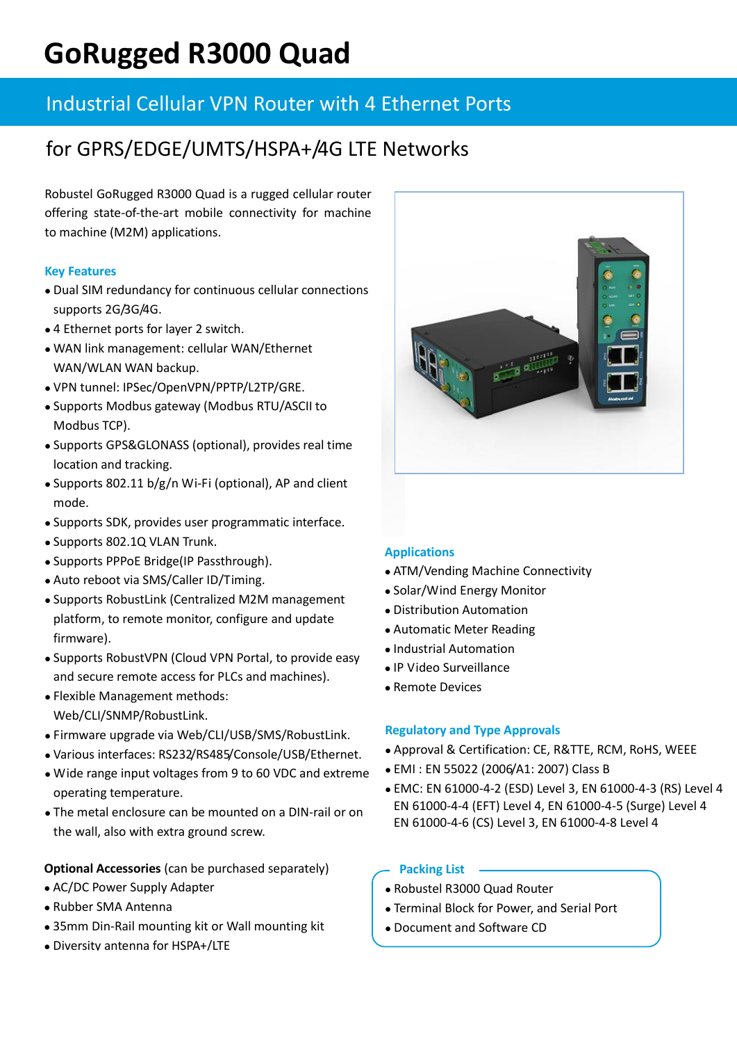# GoRugged R3000 Quad

## Industrial Cellular VPN Router with 4 Ethernet Ports

## for GPRS/EDGE/UMTS/HSPA+/4G LTE Networks

Robustel GoRugged R3000 Quad is a rugged cellular router offering state-of-the-art mobile connectivity for machine to machine (M2M) applications.

### Key Features

- Dual SIM redundancy for continuous cellular connections supports 2G/3G/4G.
- 4 Ethernet ports for layer 2 switch.
- WAN link management: cellular WAN/Ethernet WAN/WLAN WAN backup.
- VPN tunnel: IPSec/OpenVPN/PPTP/L2TP/GRE.
- Supports Modbus gateway (Modbus RTU/ASCII to Modbus TCP).
- Supports GPS&GLONASS (optional), provides real time location and tracking.
- Supports 802.11 b/g/n Wi-Fi (optional), AP and client mode.
- Supports SDK, provides user programmatic interface.
- Supports 802.1Q VLAN Trunk.
- Supports PPPoE Bridge(IP Passthrough).
- Auto reboot via SMS/Caller ID/Timing.
- Supports RobustLink (Centralized M2M management platform, to remote monitor, configure and update firmware).
- Supports RobustVPN (Cloud VPN Portal, to provide easy and secure remote access for PLCs and machines).
- Flexible Management methods: Web/CLI/SNMP/RobustLink.
- Firmware upgrade via Web/CLI/USB/SMS/RobustLink.
- Various interfaces: RS232/RS485/Console/USB/Ethernet.
- Wide range input voltages from 9 to 60 VDC and extreme operating temperature.
- The metal enclosure can be mounted on a DIN-rail or on the wall, also with extra ground screw.

**Optional Accessories** (can be purchased separately)

- AC/DC Power Supply Adapter
- Rubber SMA Antenna
- 35mm Din-Rail mounting kit or Wall mounting kit
- Diversity antenna for HSPA+/LTE

### Applications

- ATM/Vending Machine Connectivity
- Solar/Wind Energy Monitor
- Distribution Automation
- Automatic Meter Reading
- Industrial Automation
- IP Video Surveillance
- Remote Devices

### Regulatory and Type Approvals

- Approval & Certification: CE, R&TTE, RCM, RoHS, WEEE
- EMI : EN 55022 (2006/A1: 2007) Class B
- EMC: EN 61000-4-2 (ESD) Level 3, EN 61000-4-3 (RS) Level 4 EN 61000-4-4 (EFT) Level 4, EN 61000-4-5 (Surge) Level 4 EN 61000-4-6 (CS) Level 3, EN 61000-4-8 Level 4

### Packing List

- Robustel R3000 Quad Router
- Terminal Block for Power, and Serial Port
- Document and Software CD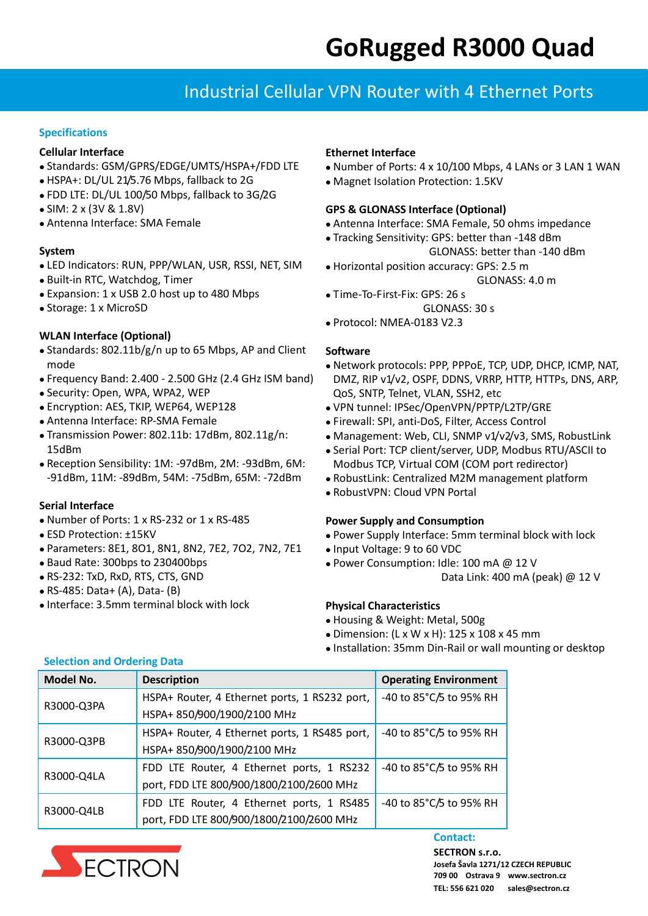# GoRugged R3000 Quad

## Industrial Cellular VPN Router with 4 Ethernet Ports

## Specifications

### Cellular Interface

- Standards: GSM/GPRS/EDGE/UMTS/HSPA+/FDD LTE
- HSPA+: DL/UL 21/5.76 Mbps, fallback to 2G
- FDD LTE: DL/UL 100/50 Mbps, fallback to 3G/2G
- SIM: 2 x (3V & 1.8V)
- Antenna Interface: SMA Female

### System

- LED Indicators: RUN, PPP/WLAN, USR, RSSI, NET, SIM
- Built-in RTC, Watchdog, Timer
- Expansion: 1 x USB 2.0 host up to 480 Mbps
- Storage: 1 x MicroSD

### WLAN Interface (Optional)

- Standards: 802.11b/g/n up to 65 Mbps, AP and Client mode
- Frequency Band: 2.400 - 2.500 GHz (2.4 GHz ISM band)
- Security: Open, WPA, WPA2, WEP
- Encryption: AES, TKIP, WEP64, WEP128
- Antenna Interface: RP-SMA Female
- Transmission Power: 802.11b: 17dBm, 802.11g/n: 15dBm
- Reception Sensibility: 1M: -97dBm, 2M: -93dBm, 6M: -91dBm, 11M: -89dBm, 54M: -75dBm, 65M: -72dBm

### Serial Interface

- Number of Ports: 1 x RS-232 or 1 x RS-485
- ESD Protection: ±15KV
- Parameters: 8E1, 8O1, 8N1, 8N2, 7E2, 7O2, 7N2, 7E1
- Baud Rate: 300bps to 230400bps
- RS-232: TxD, RxD, RTS, CTS, GND
- RS-485: Data+ (A), Data- (B)
- Interface: 3.5mm terminal block with lock

### Ethernet Interface

- Number of Ports: 4 x 10/100 Mbps, 4 LANs or 3 LAN 1 WAN
- Magnet Isolation Protection: 1.5KV

### GPS & GLONASS Interface (Optional)

- Antenna Interface: SMA Female, 50 ohms impedance
- Tracking Sensitivity: GPS: better than -148 dBm
  GLONASS: better than -140 dBm
- Horizontal position accuracy: GPS: 2.5 m
  GLONASS: 4.0 m
- Time-To-First-Fix: GPS: 26 s
  GLONASS: 30 s
- Protocol: NMEA-0183 V2.3

### Software

- Network protocols: PPP, PPPoE, TCP, UDP, DHCP, ICMP, NAT, DMZ, RIP v1/v2, OSPF, DDNS, VRRP, HTTP, HTTPs, DNS, ARP, QoS, SNTP, Telnet, VLAN, SSH2, etc
- VPN tunnel: IPSec/OpenVPN/PPTP/L2TP/GRE
- Firewall: SPI, anti-DoS, Filter, Access Control
- Management: Web, CLI, SNMP v1/v2/v3, SMS, RobustLink
- Serial Port: TCP client/server, UDP, Modbus RTU/ASCII to Modbus TCP, Virtual COM (COM port redirector)
- RobustLink: Centralized M2M management platform
- RobustVPN: Cloud VPN Portal

### Power Supply and Consumption

- Power Supply Interface: 5mm terminal block with lock
- Input Voltage: 9 to 60 VDC
- Power Consumption: Idle: 100 mA @ 12 V
  Data Link: 400 mA (peak) @ 12 V

### Physical Characteristics

- Housing & Weight: Metal, 500g
- Dimension: (L x W x H): 125 x 108 x 45 mm
- Installation: 35mm Din-Rail or wall mounting or desktop

## Selection and Ordering Data

| Model No. | Description | Operating Environment |
|---|---|---|
| R3000-Q3PA | HSPA+ Router, 4 Ethernet ports, 1 RS232 port, HSPA+ 850/900/1900/2100 MHz | -40 to 85°C/5 to 95% RH |
| R3000-Q3PB | HSPA+ Router, 4 Ethernet ports, 1 RS485 port, HSPA+ 850/900/1900/2100 MHz | -40 to 85°C/5 to 95% RH |
| R3000-Q4LA | FDD LTE Router, 4 Ethernet ports, 1 RS232 port, FDD LTE 800/900/1800/2100/2600 MHz | -40 to 85°C/5 to 95% RH |
| R3000-Q4LB | FDD LTE Router, 4 Ethernet ports, 1 RS485 port, FDD LTE 800/900/1800/2100/2600 MHz | -40 to 85°C/5 to 95% RH |

SECTRON

**Contact:**

**SECTRON s.r.o.**
Josefa Šavla 1271/12 CZECH REPUBLIC
709 00 Ostrava 9 www.sectron.cz
TEL: 556 621 020 sales@sectron.cz